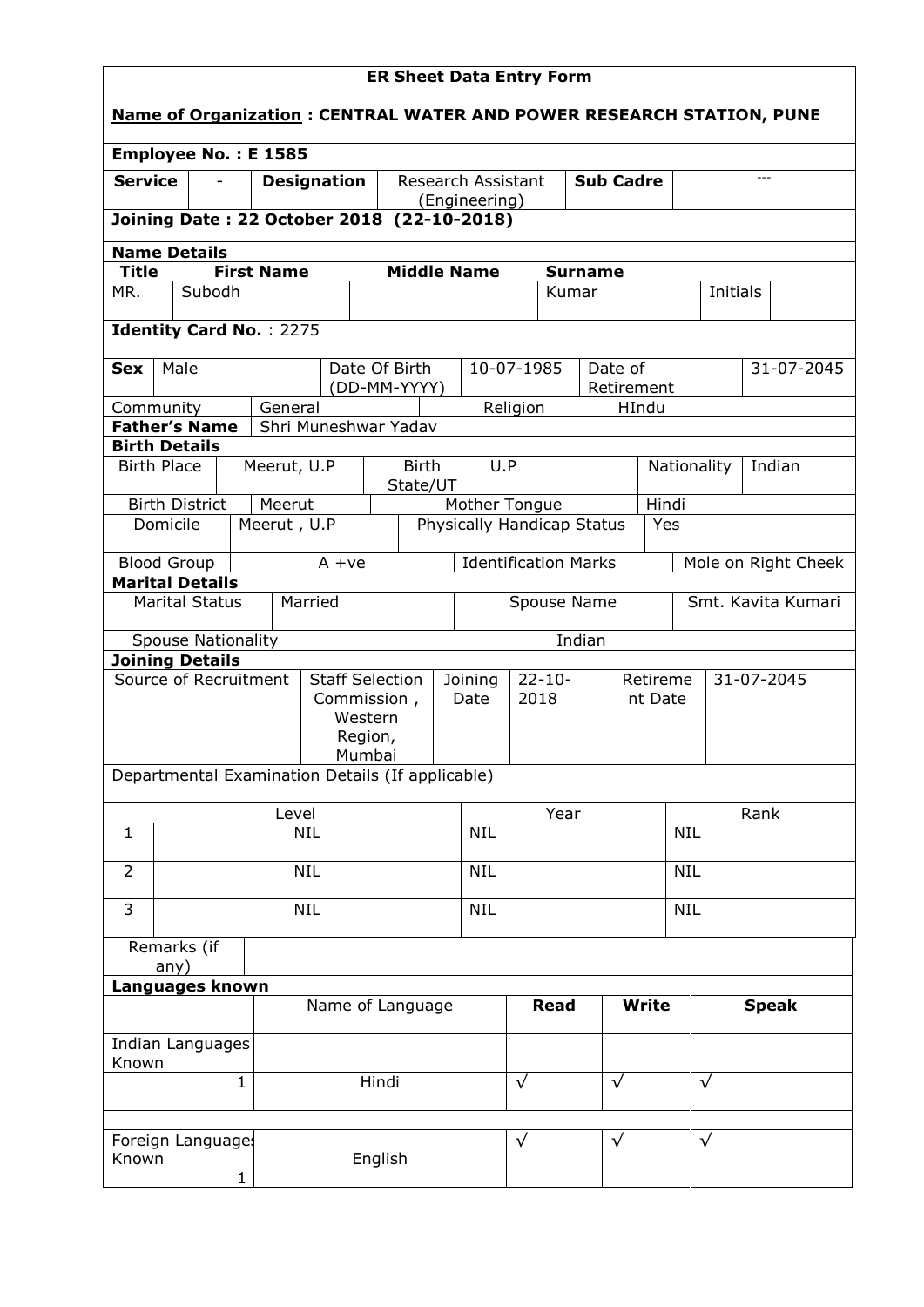# ER Sheet Data Entry Form

**Name of Organization : CENTRAL WATER AND POWER RESEARCH STATION, PUNE**

**Employee No. : E 1585**

| **Service** | - | **Designation** | Research Assistant (Engineering) | **Sub Cadre** | --- |
|---|---|---|---|---|---|

**Joining Date : 22 October 2018 (22-10-2018)**

**Name Details**

| **Title** | **First Name** | **Middle Name** | **Surname** | | |
|---|---|---|---|---|---|
| MR. | Subodh | | Kumar | Initials | |

**Identity Card No.** : 2275

| **Sex** | Male | Date Of Birth (DD-MM-YYYY) | 10-07-1985 | Date of Retirement | 31-07-2045 |
|---|---|---|---|---|---|
| Community | General | | Religion | HIndu | |
| **Father's Name** | Shri Muneshwar Yadav | | | | |

**Birth Details**

| Birth Place | Meerut, U.P | Birth State/UT | U.P | Nationality | Indian |
|---|---|---|---|---|---|
| Birth District | Meerut | Mother Tongue | | Hindi | |
| Domicile | Meerut , U.P | Physically Handicap Status | | Yes | |
| Blood Group | A +ve | Identification Marks | | Mole on Right Cheek | |

**Marital Details**

| Marital Status | Married | Spouse Name | Smt. Kavita Kumari |
|---|---|---|---|
| Spouse Nationality | Indian | | |

**Joining Details**

| Source of Recruitment | Staff Selection Commission , Western Region, Mumbai | Joining Date | 22-10-2018 | Retirement Date | 31-07-2045 |
|---|---|---|---|---|---|

Departmental Examination Details (If applicable)

| | Level | Year | Rank |
|---|---|---|---|
| 1 | NIL | NIL | NIL |
| 2 | NIL | NIL | NIL |
| 3 | NIL | NIL | NIL |

| Remarks (if any) | |
|---|---|

**Languages known**

| | Name of Language | **Read** | **Write** | **Speak** |
|---|---|---|---|---|
| Indian Languages Known | | | | |
| 1 | Hindi | √ | √ | √ |
| | | | | |
| Foreign Languages Known 1 | English | √ | √ | √ |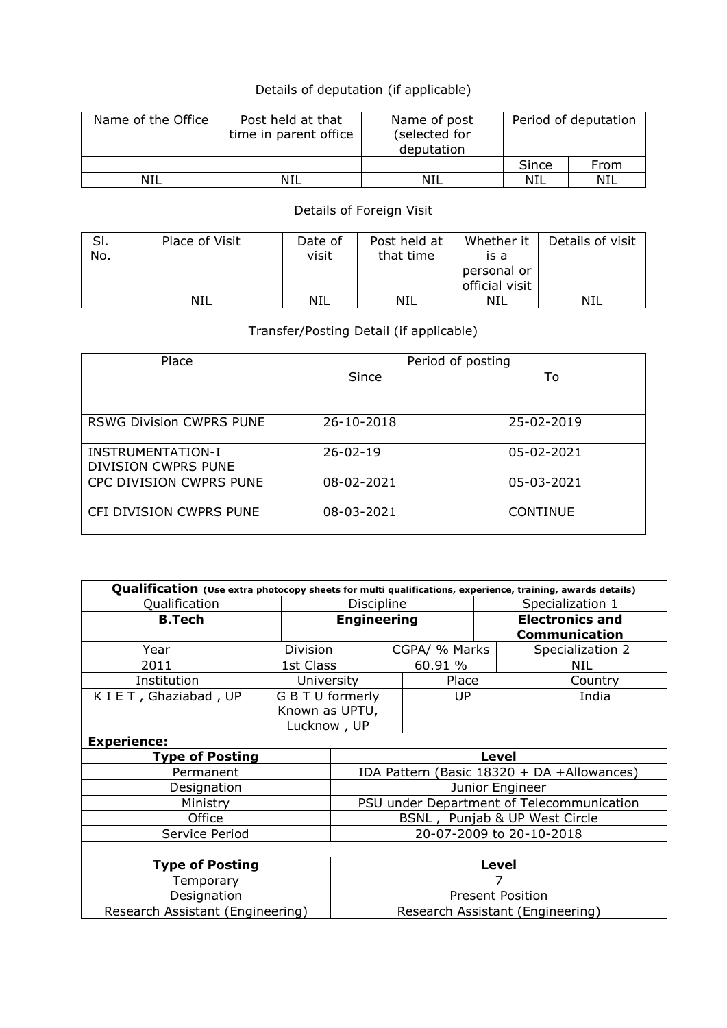Details of deputation (if applicable)

| Name of the Office | Post held at that time in parent office | Name of post (selected for deputation | Period of deputation | |
|---|---|---|---|---|
| | | | Since | From |
| NIL | NIL | NIL | NIL | NIL |

Details of Foreign Visit

| Sl. No. | Place of Visit | Date of visit | Post held at that time | Whether it is a personal or official visit | Details of visit |
|---|---|---|---|---|---|
| | NIL | NIL | NIL | NIL | NIL |

Transfer/Posting Detail (if applicable)

| Place | Period of posting | |
|---|---|---|
| | Since | To |
| RSWG Division CWPRS PUNE | 26-10-2018 | 25-02-2019 |
| INSTRUMENTATION-I DIVISION CWPRS PUNE | 26-02-19 | 05-02-2021 |
| CPC DIVISION CWPRS PUNE | 08-02-2021 | 05-03-2021 |
| CFI DIVISION CWPRS PUNE | 08-03-2021 | CONTINUE |

**Qualification** **(Use extra photocopy sheets for multi qualifications, experience, training, awards details)**

| Qualification | | Discipline | | Specialization 1 |
|---|---|---|---|---|
| **B.Tech** | | **Engineering** | | **Electronics and Communication** |
| Year | Division | CGPA/ % Marks | | Specialization 2 |
| 2011 | 1st Class | 60.91 % | | NIL |
| Institution | University | | Place | Country |
| K I E T , Ghaziabad , UP | G B T U formerly Known as UPTU, Lucknow , UP | | UP | India |

**Experience:**

| **Type of Posting** | **Level** |
|---|---|
| Permanent | IDA Pattern (Basic 18320 + DA +Allowances) |
| Designation | Junior Engineer |
| Ministry | PSU under Department of Telecommunication |
| Office | BSNL , Punjab & UP West Circle |
| Service Period | 20-07-2009 to 20-10-2018 |
| | |
| **Type of Posting** | **Level** |
| Temporary | 7 |
| Designation | Present Position |
| Research Assistant (Engineering) | Research Assistant (Engineering) |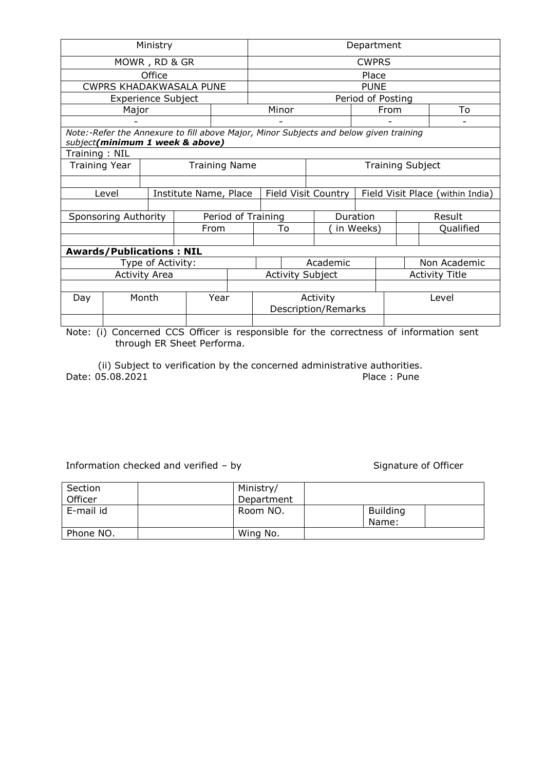| Ministry | | Department | |
|---|---|---|---|
| MOWR , RD & GR | | CWPRS | |
| Office | | Place | |
| CWPRS KHADAKWASALA PUNE | | PUNE | |
| Experience Subject | | Period of Posting | |
| Major | Minor | From | To |
| - | - | - | - |

*Note:-Refer the Annexure to fill above Major, Minor Subjects and below given training subject**(minimum 1 week & above)***

Training : NIL

| Training Year | Training Name | Training Subject |
|---|---|---|
| | | |

| Level | Institute Name, Place | Field Visit Country | Field Visit Place (within India) |
|---|---|---|---|
| | | | |

| Sponsoring Authority | Period of Training | | Duration | Result | |
|---|---|---|---|---|---|
| | From | To | ( in Weeks) | | Qualified |
| | | | | | |

**Awards/Publications : NIL**

| Type of Activity: | | Academic | | Non Academic |
|---|---|---|---|---|
| Activity Area | Activity Subject | | Activity Title | |
| | | | | |

| Day | Month | Year | Activity Description/Remarks | Level |
|---|---|---|---|---|
| | | | | |

Note: (i) Concerned CCS Officer is responsible for the correctness of information sent through ER Sheet Performa.

(ii) Subject to verification by the concerned administrative authorities.

Date: 05.08.2021 Place : Pune

Information checked and verified – by Signature of Officer

| | | | | | |
|---|---|---|---|---|---|
| Section Officer | | Ministry/ Department | | | |
| E-mail id | | Room NO. | | Building Name: | |
| Phone NO. | | Wing No. | | | |